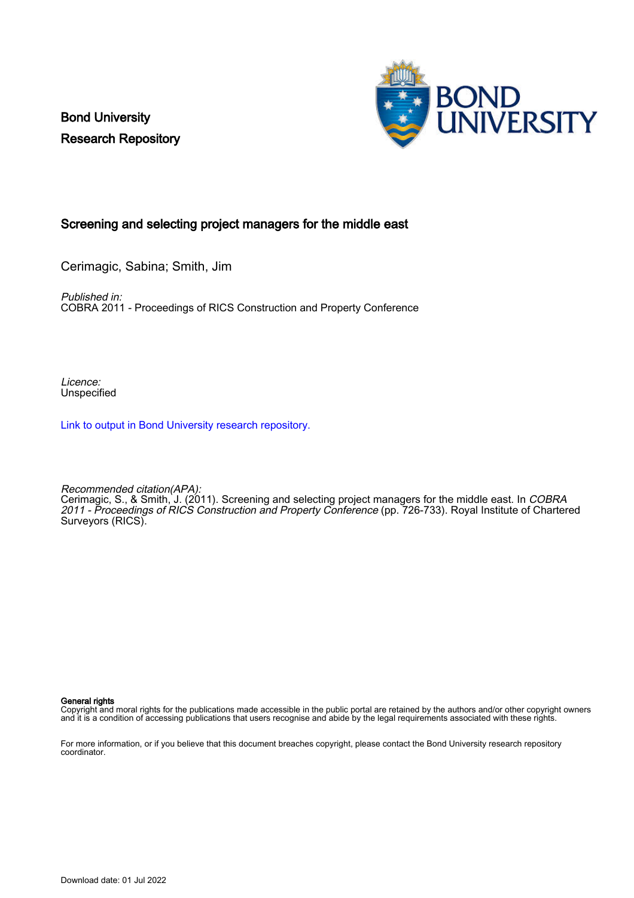Bond University
Research Repository

## Screening and selecting project managers for the middle east

Cerimagic, Sabina; Smith, Jim

*Published in:*
COBRA 2011 - Proceedings of RICS Construction and Property Conference

*Licence:*
Unspecified

Link to output in Bond University research repository.

*Recommended citation(APA):*
Cerimagic, S., & Smith, J. (2011). Screening and selecting project managers for the middle east. In *COBRA 2011 - Proceedings of RICS Construction and Property Conference* (pp. 726-733). Royal Institute of Chartered Surveyors (RICS).

**General rights**
Copyright and moral rights for the publications made accessible in the public portal are retained by the authors and/or other copyright owners and it is a condition of accessing publications that users recognise and abide by the legal requirements associated with these rights.

For more information, or if you believe that this document breaches copyright, please contact the Bond University research repository coordinator.

Download date: 01 Jul 2022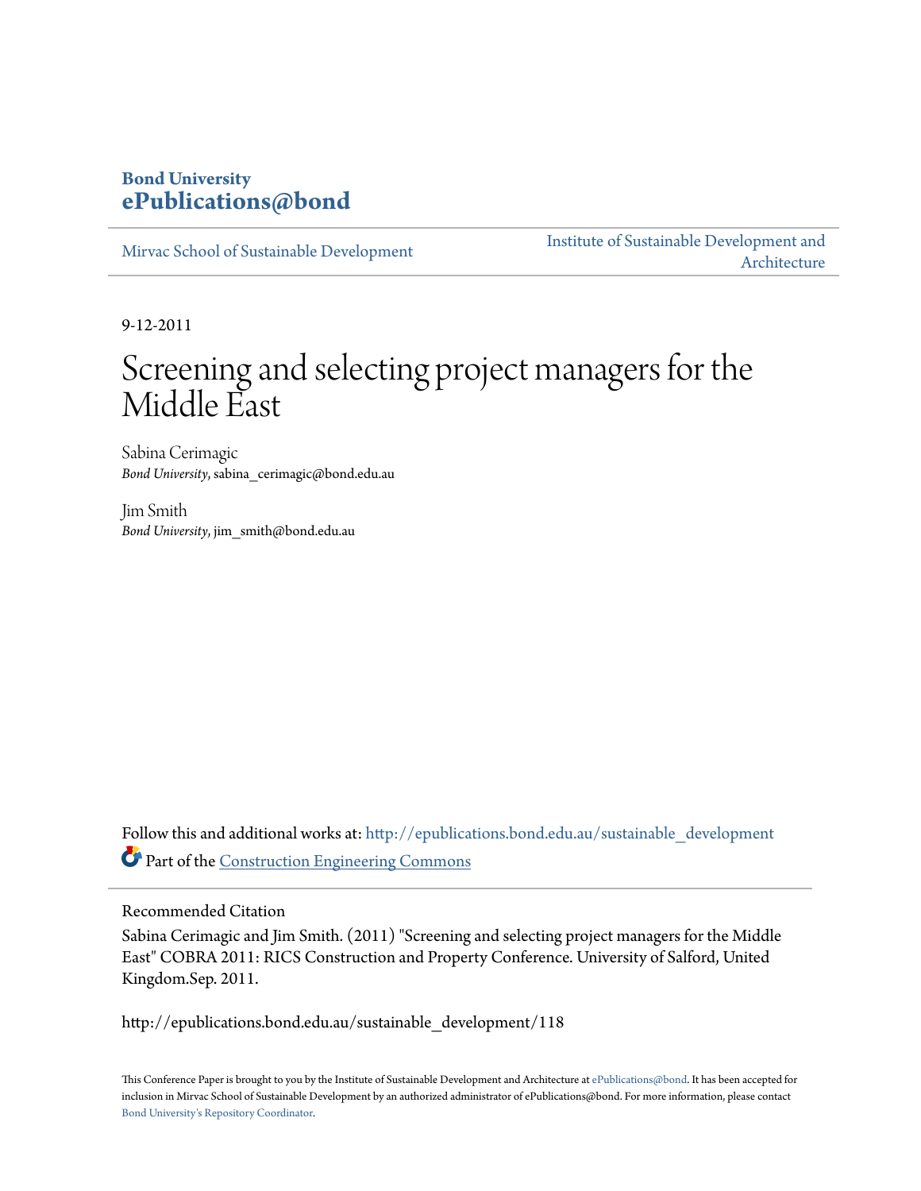**Bond University**
**ePublications@bond**

Mirvac School of Sustainable Development

Institute of Sustainable Development and Architecture

9-12-2011

# Screening and selecting project managers for the Middle East

Sabina Cerimagic
*Bond University*, sabina_cerimagic@bond.edu.au

Jim Smith
*Bond University*, jim_smith@bond.edu.au

Follow this and additional works at: http://epublications.bond.edu.au/sustainable_development

Part of the Construction Engineering Commons

Recommended Citation

Sabina Cerimagic and Jim Smith. (2011) "Screening and selecting project managers for the Middle East" COBRA 2011: RICS Construction and Property Conference. University of Salford, United Kingdom.Sep. 2011.

http://epublications.bond.edu.au/sustainable_development/118

This Conference Paper is brought to you by the Institute of Sustainable Development and Architecture at ePublications@bond. It has been accepted for inclusion in Mirvac School of Sustainable Development by an authorized administrator of ePublications@bond. For more information, please contact Bond University's Repository Coordinator.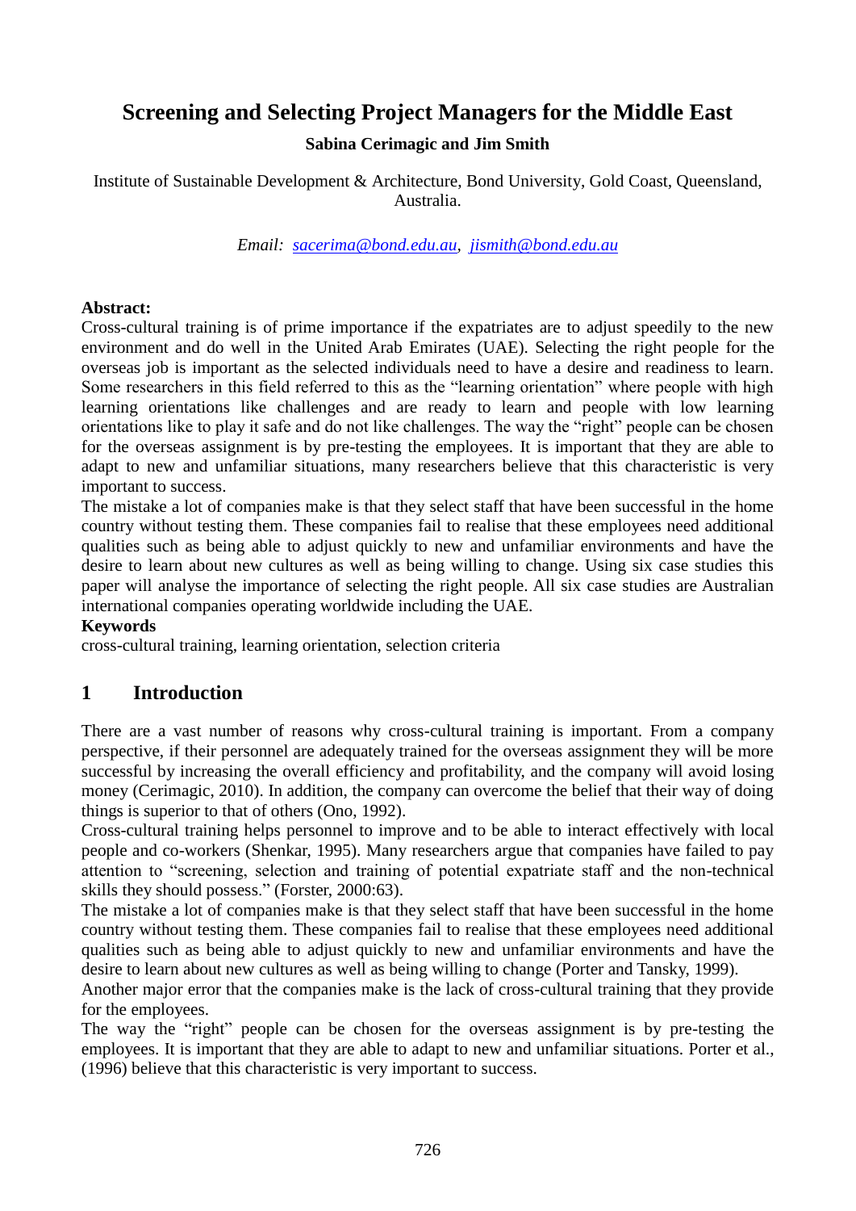# Screening and Selecting Project Managers for the Middle East

**Sabina Cerimagic and Jim Smith**

Institute of Sustainable Development & Architecture, Bond University, Gold Coast, Queensland, Australia.

*Email: sacerima@bond.edu.au, jismith@bond.edu.au*

**Abstract:**

Cross-cultural training is of prime importance if the expatriates are to adjust speedily to the new environment and do well in the United Arab Emirates (UAE). Selecting the right people for the overseas job is important as the selected individuals need to have a desire and readiness to learn. Some researchers in this field referred to this as the "learning orientation" where people with high learning orientations like challenges and are ready to learn and people with low learning orientations like to play it safe and do not like challenges. The way the "right" people can be chosen for the overseas assignment is by pre-testing the employees. It is important that they are able to adapt to new and unfamiliar situations, many researchers believe that this characteristic is very important to success.

The mistake a lot of companies make is that they select staff that have been successful in the home country without testing them. These companies fail to realise that these employees need additional qualities such as being able to adjust quickly to new and unfamiliar environments and have the desire to learn about new cultures as well as being willing to change. Using six case studies this paper will analyse the importance of selecting the right people. All six case studies are Australian international companies operating worldwide including the UAE.

**Keywords**

cross-cultural training, learning orientation, selection criteria

## 1 Introduction

There are a vast number of reasons why cross-cultural training is important. From a company perspective, if their personnel are adequately trained for the overseas assignment they will be more successful by increasing the overall efficiency and profitability, and the company will avoid losing money (Cerimagic, 2010). In addition, the company can overcome the belief that their way of doing things is superior to that of others (Ono, 1992).

Cross-cultural training helps personnel to improve and to be able to interact effectively with local people and co-workers (Shenkar, 1995). Many researchers argue that companies have failed to pay attention to "screening, selection and training of potential expatriate staff and the non-technical skills they should possess." (Forster, 2000:63).

The mistake a lot of companies make is that they select staff that have been successful in the home country without testing them. These companies fail to realise that these employees need additional qualities such as being able to adjust quickly to new and unfamiliar environments and have the desire to learn about new cultures as well as being willing to change (Porter and Tansky, 1999).

Another major error that the companies make is the lack of cross-cultural training that they provide for the employees.

The way the "right" people can be chosen for the overseas assignment is by pre-testing the employees. It is important that they are able to adapt to new and unfamiliar situations. Porter et al., (1996) believe that this characteristic is very important to success.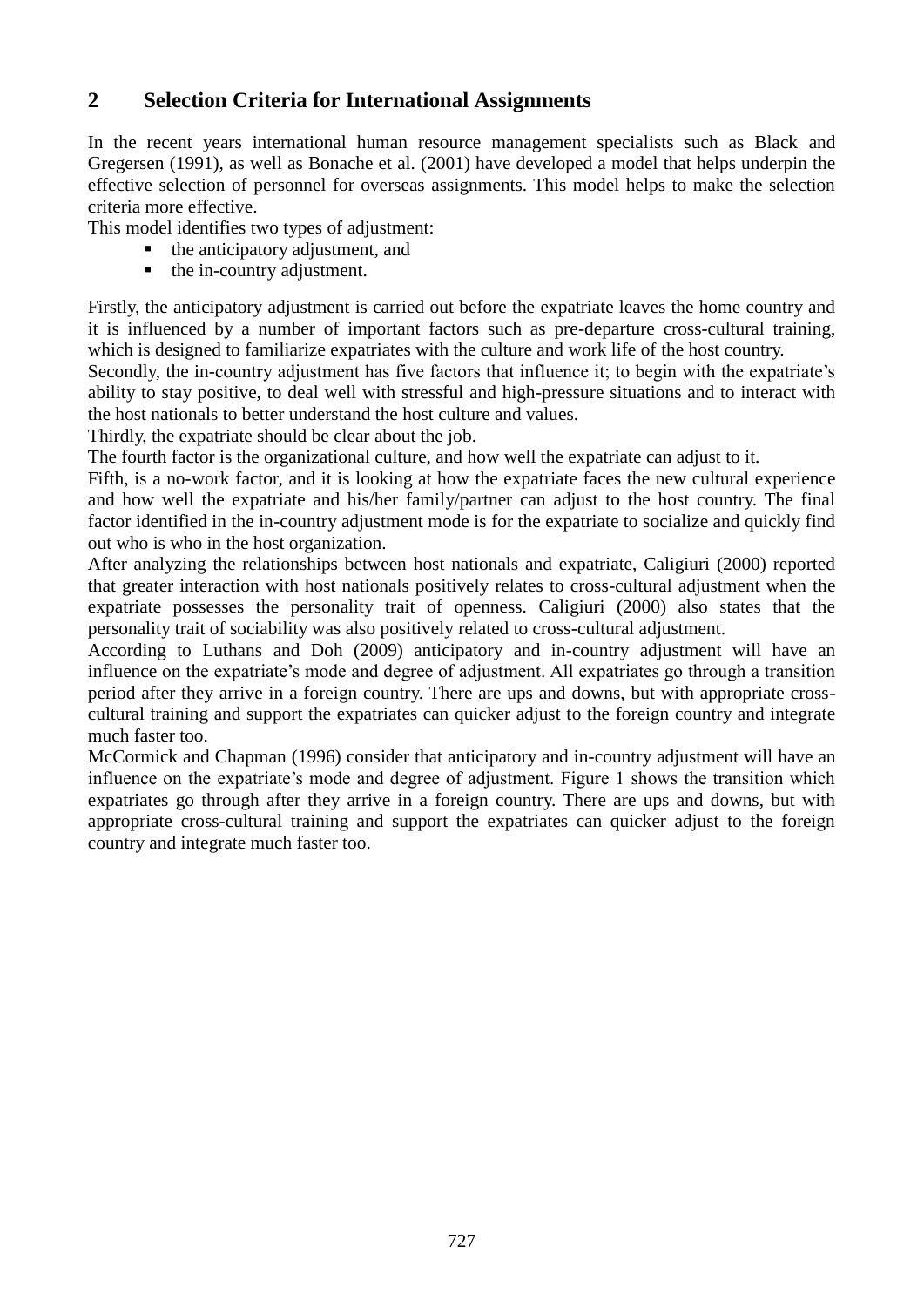## 2 Selection Criteria for International Assignments

In the recent years international human resource management specialists such as Black and Gregersen (1991), as well as Bonache et al. (2001) have developed a model that helps underpin the effective selection of personnel for overseas assignments. This model helps to make the selection criteria more effective.

This model identifies two types of adjustment:

- the anticipatory adjustment, and
- the in-country adjustment.

Firstly, the anticipatory adjustment is carried out before the expatriate leaves the home country and it is influenced by a number of important factors such as pre-departure cross-cultural training, which is designed to familiarize expatriates with the culture and work life of the host country.

Secondly, the in-country adjustment has five factors that influence it; to begin with the expatriate's ability to stay positive, to deal well with stressful and high-pressure situations and to interact with the host nationals to better understand the host culture and values.

Thirdly, the expatriate should be clear about the job.

The fourth factor is the organizational culture, and how well the expatriate can adjust to it.

Fifth, is a no-work factor, and it is looking at how the expatriate faces the new cultural experience and how well the expatriate and his/her family/partner can adjust to the host country. The final factor identified in the in-country adjustment mode is for the expatriate to socialize and quickly find out who is who in the host organization.

After analyzing the relationships between host nationals and expatriate, Caligiuri (2000) reported that greater interaction with host nationals positively relates to cross-cultural adjustment when the expatriate possesses the personality trait of openness. Caligiuri (2000) also states that the personality trait of sociability was also positively related to cross-cultural adjustment.

According to Luthans and Doh (2009) anticipatory and in-country adjustment will have an influence on the expatriate's mode and degree of adjustment. All expatriates go through a transition period after they arrive in a foreign country. There are ups and downs, but with appropriate cross-cultural training and support the expatriates can quicker adjust to the foreign country and integrate much faster too.

McCormick and Chapman (1996) consider that anticipatory and in-country adjustment will have an influence on the expatriate's mode and degree of adjustment. Figure 1 shows the transition which expatriates go through after they arrive in a foreign country. There are ups and downs, but with appropriate cross-cultural training and support the expatriates can quicker adjust to the foreign country and integrate much faster too.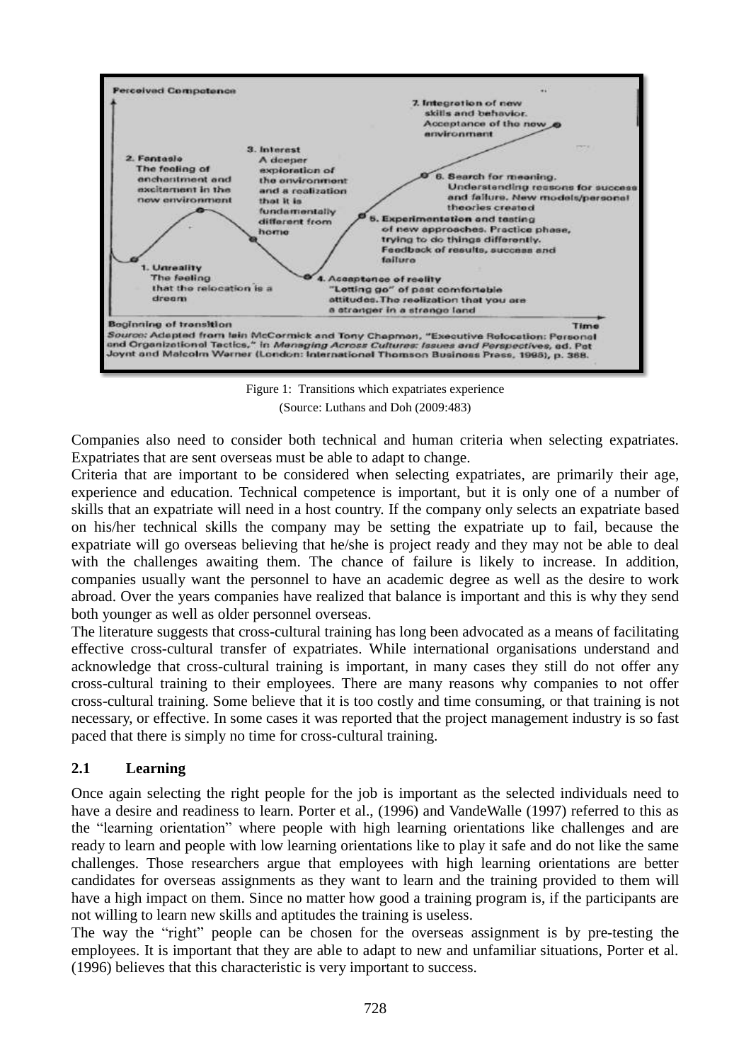Perceived Competence

2. Fantasia
The feeling of enchantment and excitement in the new environment

3. Interest
A deeper exploration of the environment and a realization that it is fundamentally different from home

7. Integration of new skills and behavior. Acceptance of the new environment

6. Search for meaning. Understanding reasons for success and failure. New models/personal theories created

5. Experimentation and testing of new approaches. Practice phase, trying to do things differently. Feedback of results, success and failure

1. Unreality
The feeling that the relocation is a dream

4. Acceptance of reality
"Letting go" of past comfortable attitudes. The realization that you are a stranger in a strange land

Beginning of transition

Time

*Source:* Adapted from Iain McCormick and Tony Chapman, "Executive Relocation: Personal and Organizational Tactics," in *Managing Across Cultures: Issues and Perspectives*, ed. Pat Joynt and Malcolm Warner (London: International Thomson Business Press, 1996), p. 368.

Figure 1: Transitions which expatriates experience
(Source: Luthans and Doh (2009:483)

Companies also need to consider both technical and human criteria when selecting expatriates. Expatriates that are sent overseas must be able to adapt to change.

Criteria that are important to be considered when selecting expatriates, are primarily their age, experience and education. Technical competence is important, but it is only one of a number of skills that an expatriate will need in a host country. If the company only selects an expatriate based on his/her technical skills the company may be setting the expatriate up to fail, because the expatriate will go overseas believing that he/she is project ready and they may not be able to deal with the challenges awaiting them. The chance of failure is likely to increase. In addition, companies usually want the personnel to have an academic degree as well as the desire to work abroad. Over the years companies have realized that balance is important and this is why they send both younger as well as older personnel overseas.

The literature suggests that cross-cultural training has long been advocated as a means of facilitating effective cross-cultural transfer of expatriates. While international organisations understand and acknowledge that cross-cultural training is important, in many cases they still do not offer any cross-cultural training to their employees. There are many reasons why companies to not offer cross-cultural training. Some believe that it is too costly and time consuming, or that training is not necessary, or effective. In some cases it was reported that the project management industry is so fast paced that there is simply no time for cross-cultural training.

## 2.1 Learning

Once again selecting the right people for the job is important as the selected individuals need to have a desire and readiness to learn. Porter et al., (1996) and VandeWalle (1997) referred to this as the "learning orientation" where people with high learning orientations like challenges and are ready to learn and people with low learning orientations like to play it safe and do not like the same challenges. Those researchers argue that employees with high learning orientations are better candidates for overseas assignments as they want to learn and the training provided to them will have a high impact on them. Since no matter how good a training program is, if the participants are not willing to learn new skills and aptitudes the training is useless.

The way the "right" people can be chosen for the overseas assignment is by pre-testing the employees. It is important that they are able to adapt to new and unfamiliar situations, Porter et al. (1996) believes that this characteristic is very important to success.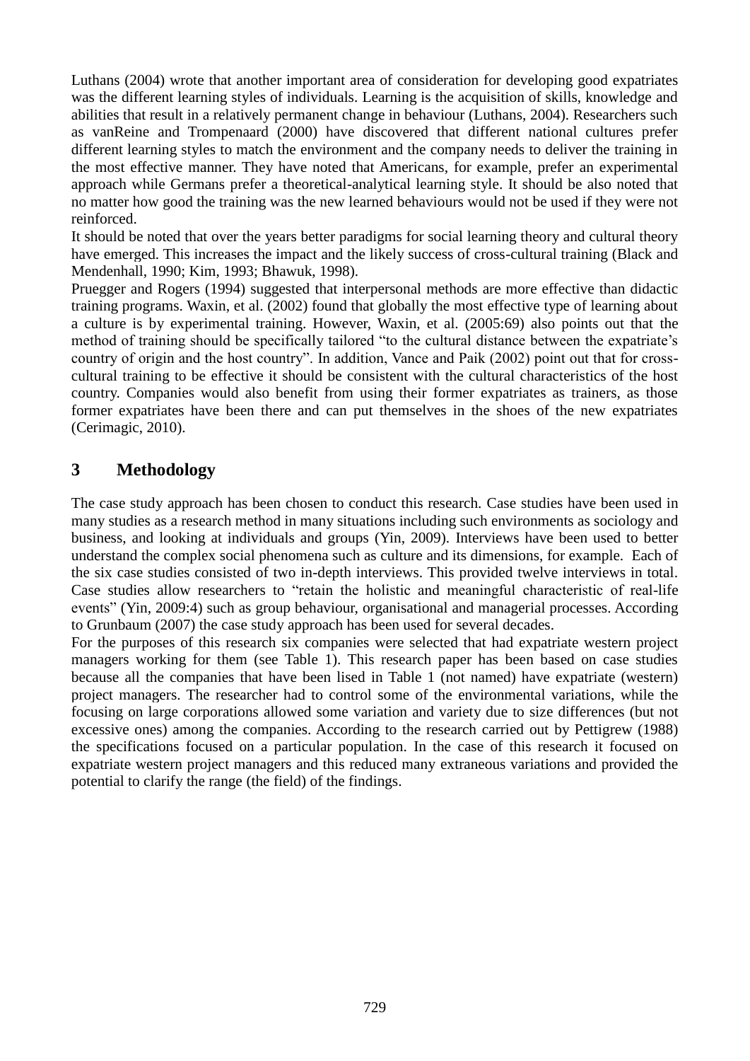Luthans (2004) wrote that another important area of consideration for developing good expatriates was the different learning styles of individuals. Learning is the acquisition of skills, knowledge and abilities that result in a relatively permanent change in behaviour (Luthans, 2004). Researchers such as vanReine and Trompenaard (2000) have discovered that different national cultures prefer different learning styles to match the environment and the company needs to deliver the training in the most effective manner. They have noted that Americans, for example, prefer an experimental approach while Germans prefer a theoretical-analytical learning style. It should be also noted that no matter how good the training was the new learned behaviours would not be used if they were not reinforced.

It should be noted that over the years better paradigms for social learning theory and cultural theory have emerged. This increases the impact and the likely success of cross-cultural training (Black and Mendenhall, 1990; Kim, 1993; Bhawuk, 1998).

Pruegger and Rogers (1994) suggested that interpersonal methods are more effective than didactic training programs. Waxin, et al. (2002) found that globally the most effective type of learning about a culture is by experimental training. However, Waxin, et al. (2005:69) also points out that the method of training should be specifically tailored "to the cultural distance between the expatriate's country of origin and the host country". In addition, Vance and Paik (2002) point out that for cross-cultural training to be effective it should be consistent with the cultural characteristics of the host country. Companies would also benefit from using their former expatriates as trainers, as those former expatriates have been there and can put themselves in the shoes of the new expatriates (Cerimagic, 2010).

## 3 Methodology

The case study approach has been chosen to conduct this research. Case studies have been used in many studies as a research method in many situations including such environments as sociology and business, and looking at individuals and groups (Yin, 2009). Interviews have been used to better understand the complex social phenomena such as culture and its dimensions, for example. Each of the six case studies consisted of two in-depth interviews. This provided twelve interviews in total. Case studies allow researchers to "retain the holistic and meaningful characteristic of real-life events" (Yin, 2009:4) such as group behaviour, organisational and managerial processes. According to Grunbaum (2007) the case study approach has been used for several decades.

For the purposes of this research six companies were selected that had expatriate western project managers working for them (see Table 1). This research paper has been based on case studies because all the companies that have been lised in Table 1 (not named) have expatriate (western) project managers. The researcher had to control some of the environmental variations, while the focusing on large corporations allowed some variation and variety due to size differences (but not excessive ones) among the companies. According to the research carried out by Pettigrew (1988) the specifications focused on a particular population. In the case of this research it focused on expatriate western project managers and this reduced many extraneous variations and provided the potential to clarify the range (the field) of the findings.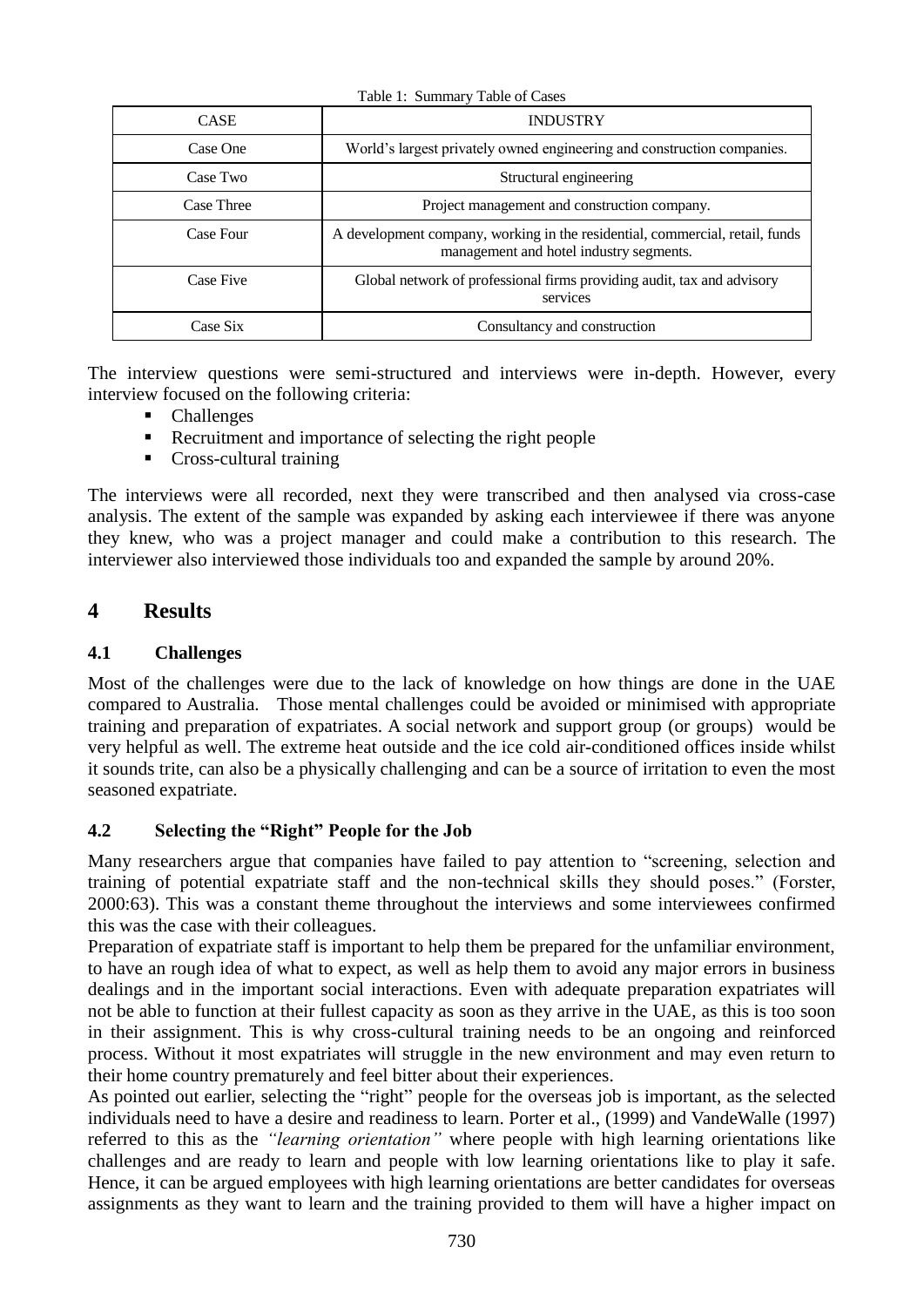Table 1: Summary Table of Cases

| CASE | INDUSTRY |
| --- | --- |
| Case One | World's largest privately owned engineering and construction companies. |
| Case Two | Structural engineering |
| Case Three | Project management and construction company. |
| Case Four | A development company, working in the residential, commercial, retail, funds management and hotel industry segments. |
| Case Five | Global network of professional firms providing audit, tax and advisory services |
| Case Six | Consultancy and construction |

The interview questions were semi-structured and interviews were in-depth. However, every interview focused on the following criteria:

- Challenges
- Recruitment and importance of selecting the right people
- Cross-cultural training

The interviews were all recorded, next they were transcribed and then analysed via cross-case analysis. The extent of the sample was expanded by asking each interviewee if there was anyone they knew, who was a project manager and could make a contribution to this research. The interviewer also interviewed those individuals too and expanded the sample by around 20%.

# 4 Results

## 4.1 Challenges

Most of the challenges were due to the lack of knowledge on how things are done in the UAE compared to Australia. Those mental challenges could be avoided or minimised with appropriate training and preparation of expatriates. A social network and support group (or groups) would be very helpful as well. The extreme heat outside and the ice cold air-conditioned offices inside whilst it sounds trite, can also be a physically challenging and can be a source of irritation to even the most seasoned expatriate.

## 4.2 Selecting the "Right" People for the Job

Many researchers argue that companies have failed to pay attention to "screening, selection and training of potential expatriate staff and the non-technical skills they should poses." (Forster, 2000:63). This was a constant theme throughout the interviews and some interviewees confirmed this was the case with their colleagues.

Preparation of expatriate staff is important to help them be prepared for the unfamiliar environment, to have an rough idea of what to expect, as well as help them to avoid any major errors in business dealings and in the important social interactions. Even with adequate preparation expatriates will not be able to function at their fullest capacity as soon as they arrive in the UAE, as this is too soon in their assignment. This is why cross-cultural training needs to be an ongoing and reinforced process. Without it most expatriates will struggle in the new environment and may even return to their home country prematurely and feel bitter about their experiences.

As pointed out earlier, selecting the "right" people for the overseas job is important, as the selected individuals need to have a desire and readiness to learn. Porter et al., (1999) and VandeWalle (1997) referred to this as the *"learning orientation"* where people with high learning orientations like challenges and are ready to learn and people with low learning orientations like to play it safe. Hence, it can be argued employees with high learning orientations are better candidates for overseas assignments as they want to learn and the training provided to them will have a higher impact on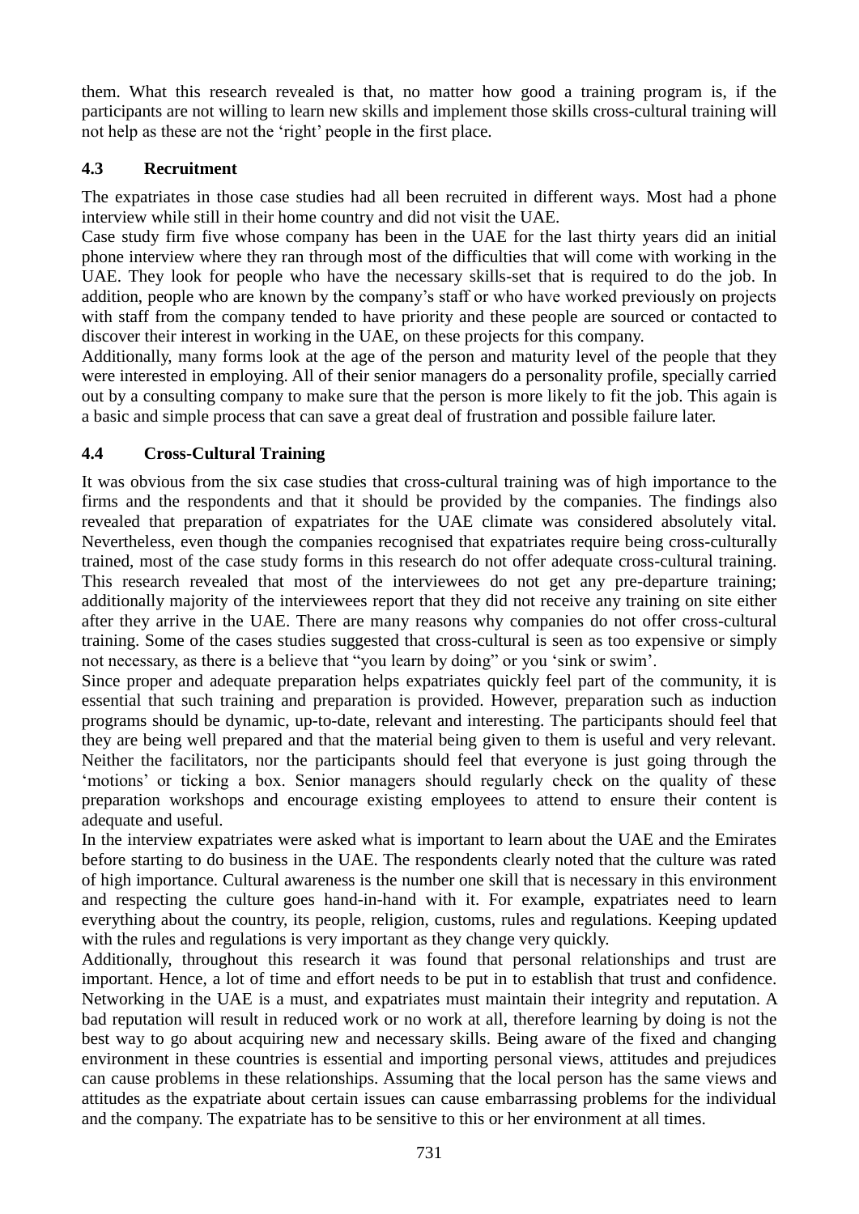them. What this research revealed is that, no matter how good a training program is, if the participants are not willing to learn new skills and implement those skills cross-cultural training will not help as these are not the 'right' people in the first place.

### 4.3 Recruitment

The expatriates in those case studies had all been recruited in different ways. Most had a phone interview while still in their home country and did not visit the UAE.

Case study firm five whose company has been in the UAE for the last thirty years did an initial phone interview where they ran through most of the difficulties that will come with working in the UAE. They look for people who have the necessary skills-set that is required to do the job. In addition, people who are known by the company's staff or who have worked previously on projects with staff from the company tended to have priority and these people are sourced or contacted to discover their interest in working in the UAE, on these projects for this company.

Additionally, many forms look at the age of the person and maturity level of the people that they were interested in employing. All of their senior managers do a personality profile, specially carried out by a consulting company to make sure that the person is more likely to fit the job. This again is a basic and simple process that can save a great deal of frustration and possible failure later.

### 4.4 Cross-Cultural Training

It was obvious from the six case studies that cross-cultural training was of high importance to the firms and the respondents and that it should be provided by the companies. The findings also revealed that preparation of expatriates for the UAE climate was considered absolutely vital. Nevertheless, even though the companies recognised that expatriates require being cross-culturally trained, most of the case study forms in this research do not offer adequate cross-cultural training. This research revealed that most of the interviewees do not get any pre-departure training; additionally majority of the interviewees report that they did not receive any training on site either after they arrive in the UAE. There are many reasons why companies do not offer cross-cultural training. Some of the cases studies suggested that cross-cultural is seen as too expensive or simply not necessary, as there is a believe that "you learn by doing" or you 'sink or swim'.

Since proper and adequate preparation helps expatriates quickly feel part of the community, it is essential that such training and preparation is provided. However, preparation such as induction programs should be dynamic, up-to-date, relevant and interesting. The participants should feel that they are being well prepared and that the material being given to them is useful and very relevant. Neither the facilitators, nor the participants should feel that everyone is just going through the 'motions' or ticking a box. Senior managers should regularly check on the quality of these preparation workshops and encourage existing employees to attend to ensure their content is adequate and useful.

In the interview expatriates were asked what is important to learn about the UAE and the Emirates before starting to do business in the UAE. The respondents clearly noted that the culture was rated of high importance. Cultural awareness is the number one skill that is necessary in this environment and respecting the culture goes hand-in-hand with it. For example, expatriates need to learn everything about the country, its people, religion, customs, rules and regulations. Keeping updated with the rules and regulations is very important as they change very quickly.

Additionally, throughout this research it was found that personal relationships and trust are important. Hence, a lot of time and effort needs to be put in to establish that trust and confidence. Networking in the UAE is a must, and expatriates must maintain their integrity and reputation. A bad reputation will result in reduced work or no work at all, therefore learning by doing is not the best way to go about acquiring new and necessary skills. Being aware of the fixed and changing environment in these countries is essential and importing personal views, attitudes and prejudices can cause problems in these relationships. Assuming that the local person has the same views and attitudes as the expatriate about certain issues can cause embarrassing problems for the individual and the company. The expatriate has to be sensitive to this or her environment at all times.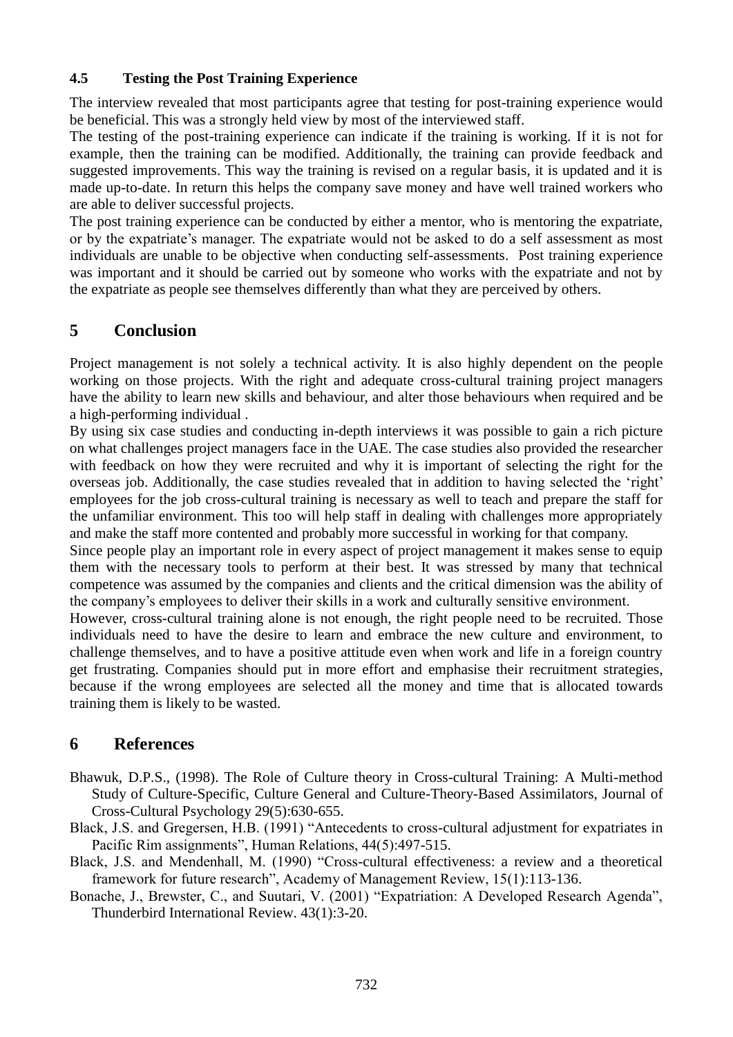### 4.5 Testing the Post Training Experience

The interview revealed that most participants agree that testing for post-training experience would be beneficial. This was a strongly held view by most of the interviewed staff.

The testing of the post-training experience can indicate if the training is working. If it is not for example, then the training can be modified. Additionally, the training can provide feedback and suggested improvements. This way the training is revised on a regular basis, it is updated and it is made up-to-date. In return this helps the company save money and have well trained workers who are able to deliver successful projects.

The post training experience can be conducted by either a mentor, who is mentoring the expatriate, or by the expatriate's manager. The expatriate would not be asked to do a self assessment as most individuals are unable to be objective when conducting self-assessments. Post training experience was important and it should be carried out by someone who works with the expatriate and not by the expatriate as people see themselves differently than what they are perceived by others.

## 5 Conclusion

Project management is not solely a technical activity. It is also highly dependent on the people working on those projects. With the right and adequate cross-cultural training project managers have the ability to learn new skills and behaviour, and alter those behaviours when required and be a high-performing individual .

By using six case studies and conducting in-depth interviews it was possible to gain a rich picture on what challenges project managers face in the UAE. The case studies also provided the researcher with feedback on how they were recruited and why it is important of selecting the right for the overseas job. Additionally, the case studies revealed that in addition to having selected the 'right' employees for the job cross-cultural training is necessary as well to teach and prepare the staff for the unfamiliar environment. This too will help staff in dealing with challenges more appropriately and make the staff more contented and probably more successful in working for that company.

Since people play an important role in every aspect of project management it makes sense to equip them with the necessary tools to perform at their best. It was stressed by many that technical competence was assumed by the companies and clients and the critical dimension was the ability of the company's employees to deliver their skills in a work and culturally sensitive environment.

However, cross-cultural training alone is not enough, the right people need to be recruited. Those individuals need to have the desire to learn and embrace the new culture and environment, to challenge themselves, and to have a positive attitude even when work and life in a foreign country get frustrating. Companies should put in more effort and emphasise their recruitment strategies, because if the wrong employees are selected all the money and time that is allocated towards training them is likely to be wasted.

## 6 References

Bhawuk, D.P.S., (1998). The Role of Culture theory in Cross-cultural Training: A Multi-method Study of Culture-Specific, Culture General and Culture-Theory-Based Assimilators, Journal of Cross-Cultural Psychology 29(5):630-655.

Black, J.S. and Gregersen, H.B. (1991) "Antecedents to cross-cultural adjustment for expatriates in Pacific Rim assignments", Human Relations, 44(5):497-515.

Black, J.S. and Mendenhall, M. (1990) "Cross-cultural effectiveness: a review and a theoretical framework for future research", Academy of Management Review, 15(1):113-136.

Bonache, J., Brewster, C., and Suutari, V. (2001) "Expatriation: A Developed Research Agenda", Thunderbird International Review. 43(1):3-20.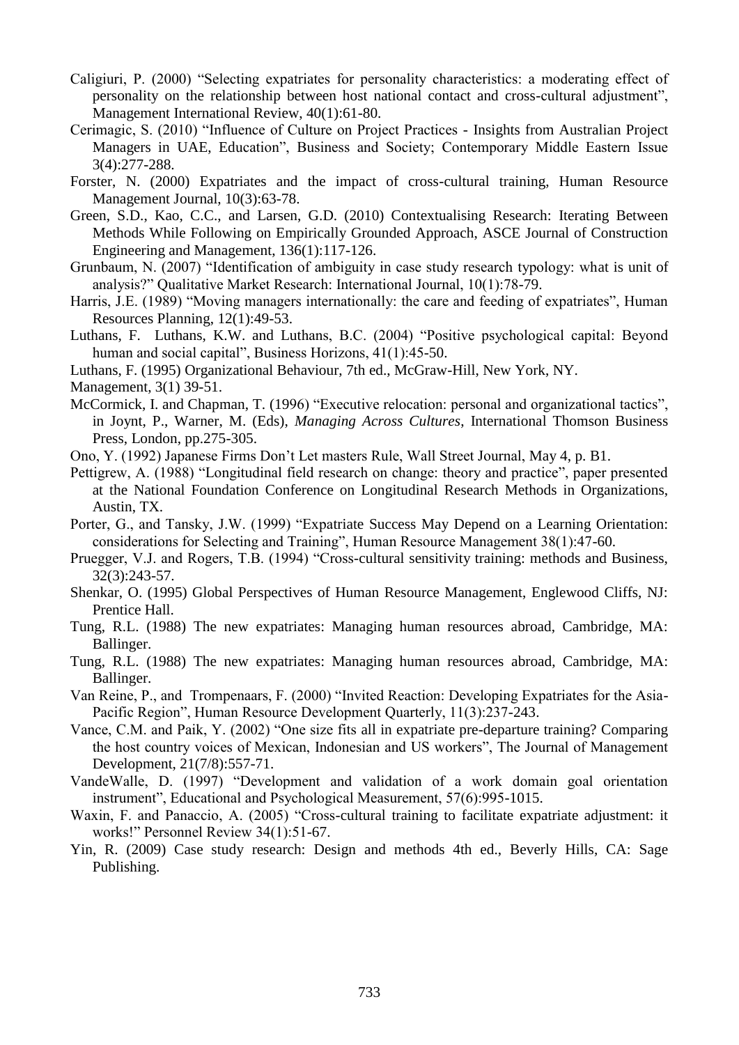Caligiuri, P. (2000) "Selecting expatriates for personality characteristics: a moderating effect of personality on the relationship between host national contact and cross-cultural adjustment", Management International Review, 40(1):61-80.

Cerimagic, S. (2010) "Influence of Culture on Project Practices - Insights from Australian Project Managers in UAE, Education", Business and Society; Contemporary Middle Eastern Issue 3(4):277-288.

Forster, N. (2000) Expatriates and the impact of cross-cultural training, Human Resource Management Journal, 10(3):63-78.

Green, S.D., Kao, C.C., and Larsen, G.D. (2010) Contextualising Research: Iterating Between Methods While Following on Empirically Grounded Approach, ASCE Journal of Construction Engineering and Management, 136(1):117-126.

Grunbaum, N. (2007) "Identification of ambiguity in case study research typology: what is unit of analysis?" Qualitative Market Research: International Journal, 10(1):78-79.

Harris, J.E. (1989) "Moving managers internationally: the care and feeding of expatriates", Human Resources Planning, 12(1):49-53.

Luthans, F. Luthans, K.W. and Luthans, B.C. (2004) "Positive psychological capital: Beyond human and social capital", Business Horizons, 41(1):45-50.

Luthans, F. (1995) Organizational Behaviour, 7th ed., McGraw-Hill, New York, NY.

Management, 3(1) 39-51.

McCormick, I. and Chapman, T. (1996) "Executive relocation: personal and organizational tactics", in Joynt, P., Warner, M. (Eds), *Managing Across Cultures*, International Thomson Business Press, London, pp.275-305.

Ono, Y. (1992) Japanese Firms Don't Let masters Rule, Wall Street Journal, May 4, p. B1.

Pettigrew, A. (1988) "Longitudinal field research on change: theory and practice", paper presented at the National Foundation Conference on Longitudinal Research Methods in Organizations, Austin, TX.

Porter, G., and Tansky, J.W. (1999) "Expatriate Success May Depend on a Learning Orientation: considerations for Selecting and Training", Human Resource Management 38(1):47-60.

Pruegger, V.J. and Rogers, T.B. (1994) "Cross-cultural sensitivity training: methods and Business, 32(3):243-57.

Shenkar, O. (1995) Global Perspectives of Human Resource Management, Englewood Cliffs, NJ: Prentice Hall.

Tung, R.L. (1988) The new expatriates: Managing human resources abroad, Cambridge, MA: Ballinger.

Tung, R.L. (1988) The new expatriates: Managing human resources abroad, Cambridge, MA: Ballinger.

Van Reine, P., and Trompenaars, F. (2000) "Invited Reaction: Developing Expatriates for the Asia-Pacific Region", Human Resource Development Quarterly, 11(3):237-243.

Vance, C.M. and Paik, Y. (2002) "One size fits all in expatriate pre-departure training? Comparing the host country voices of Mexican, Indonesian and US workers", The Journal of Management Development, 21(7/8):557-71.

VandeWalle, D. (1997) "Development and validation of a work domain goal orientation instrument", Educational and Psychological Measurement, 57(6):995-1015.

Waxin, F. and Panaccio, A. (2005) "Cross-cultural training to facilitate expatriate adjustment: it works!" Personnel Review 34(1):51-67.

Yin, R. (2009) Case study research: Design and methods 4th ed., Beverly Hills, CA: Sage Publishing.